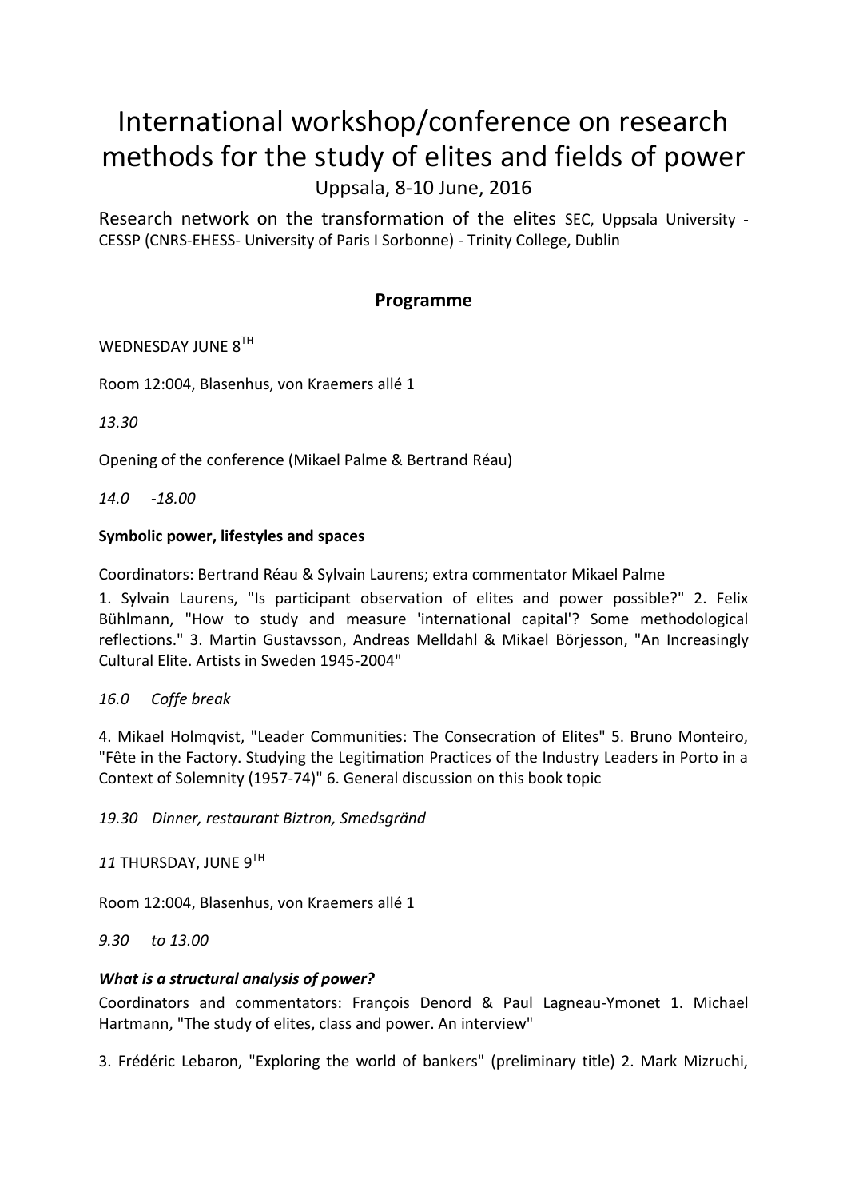# International workshop/conference on research methods for the study of elites and fields of power

Uppsala, 8-10 June, 2016

Research network on the transformation of the elites SEC, Uppsala University - CESSP (CNRS-EHESS- University of Paris I Sorbonne) - Trinity College, Dublin

## Programme

WEDNESDAY JUNE 8TH

Room 12:004, Blasenhus, von Kraemers allé 1

*13.30*

Opening of the conference (Mikael Palme & Bertrand Réau)

*14.0 -18.00*

**Symbolic power, lifestyles and spaces**

Coordinators: Bertrand Réau & Sylvain Laurens; extra commentator Mikael Palme

1. Sylvain Laurens, "Is participant observation of elites and power possible?" 2. Felix Bühlmann, "How to study and measure 'international capital'? Some methodological reflections." 3. Martin Gustavsson, Andreas Melldahl & Mikael Börjesson, "An Increasingly Cultural Elite. Artists in Sweden 1945-2004"

*16.0 Coffe break*

4. Mikael Holmqvist, "Leader Communities: The Consecration of Elites" 5. Bruno Monteiro, "Fête in the Factory. Studying the Legitimation Practices of the Industry Leaders in Porto in a Context of Solemnity (1957-74)" 6. General discussion on this book topic

*19.30 Dinner, restaurant Biztron, Smedsgränd*

*11* THURSDAY, JUNE 9TH

Room 12:004, Blasenhus, von Kraemers allé 1

*9.30 to 13.00*

***What is a structural analysis of power?***

Coordinators and commentators: François Denord & Paul Lagneau-Ymonet 1. Michael Hartmann, "The study of elites, class and power. An interview"

3. Frédéric Lebaron, "Exploring the world of bankers" (preliminary title) 2. Mark Mizruchi,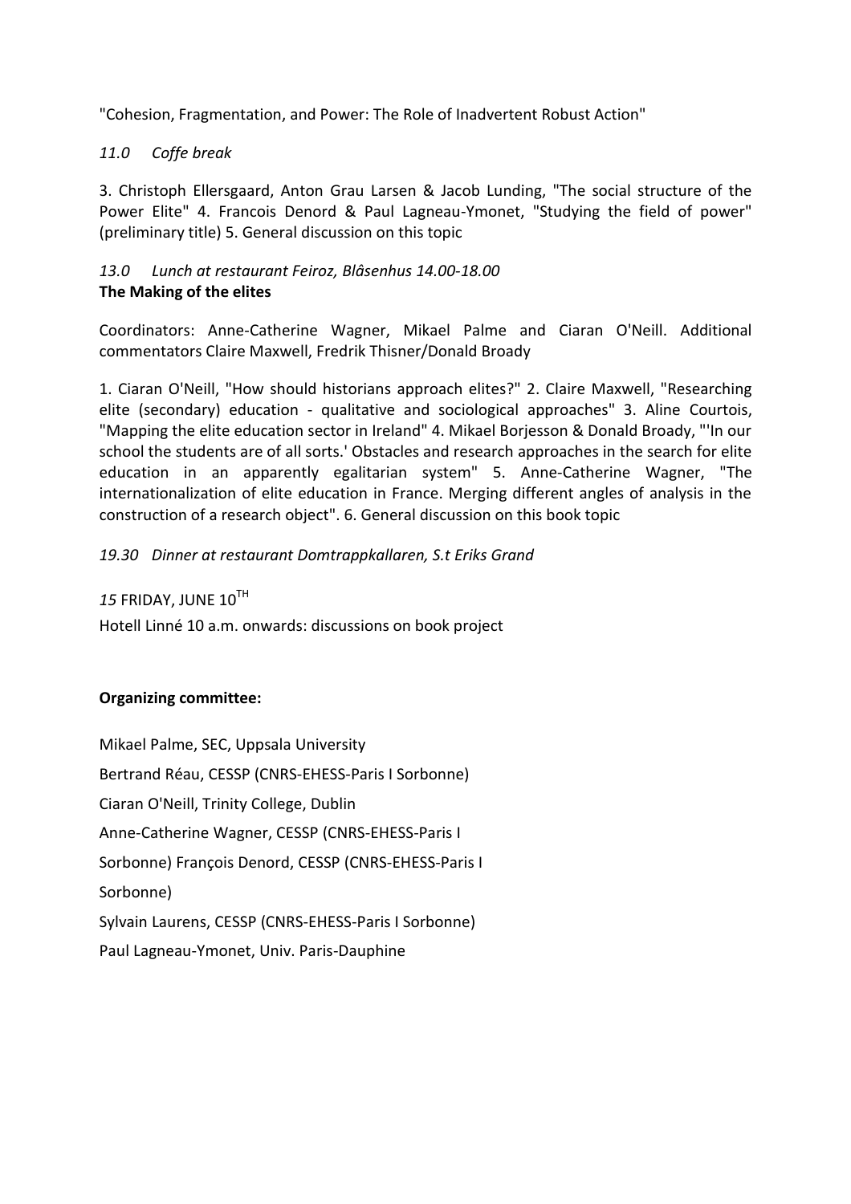"Cohesion, Fragmentation, and Power: The Role of Inadvertent Robust Action"

*11.0 Coffe break*

3. Christoph Ellersgaard, Anton Grau Larsen & Jacob Lunding, "The social structure of the Power Elite" 4. Francois Denord & Paul Lagneau-Ymonet, "Studying the field of power" (preliminary title) 5. General discussion on this topic

*13.0 Lunch at restaurant Feiroz, Blåsenhus 14.00-18.00*

**The Making of the elites**

Coordinators: Anne-Catherine Wagner, Mikael Palme and Ciaran O'Neill. Additional commentators Claire Maxwell, Fredrik Thisner/Donald Broady

1. Ciaran O'Neill, "How should historians approach elites?" 2. Claire Maxwell, "Researching elite (secondary) education - qualitative and sociological approaches" 3. Aline Courtois, "Mapping the elite education sector in Ireland" 4. Mikael Borjesson & Donald Broady, "'In our school the students are of all sorts.' Obstacles and research approaches in the search for elite education in an apparently egalitarian system" 5. Anne-Catherine Wagner, "The internationalization of elite education in France. Merging different angles of analysis in the construction of a research object". 6. General discussion on this book topic

*19.30 Dinner at restaurant Domtrappkallaren, S.t Eriks Grand*

*15* FRIDAY, JUNE 10TH

Hotell Linné 10 a.m. onwards: discussions on book project

**Organizing committee:**

Mikael Palme, SEC, Uppsala University

Bertrand Réau, CESSP (CNRS-EHESS-Paris I Sorbonne)

Ciaran O'Neill, Trinity College, Dublin

Anne-Catherine Wagner, CESSP (CNRS-EHESS-Paris I Sorbonne)

François Denord, CESSP (CNRS-EHESS-Paris I Sorbonne)

Sylvain Laurens, CESSP (CNRS-EHESS-Paris I Sorbonne)

Paul Lagneau-Ymonet, Univ. Paris-Dauphine